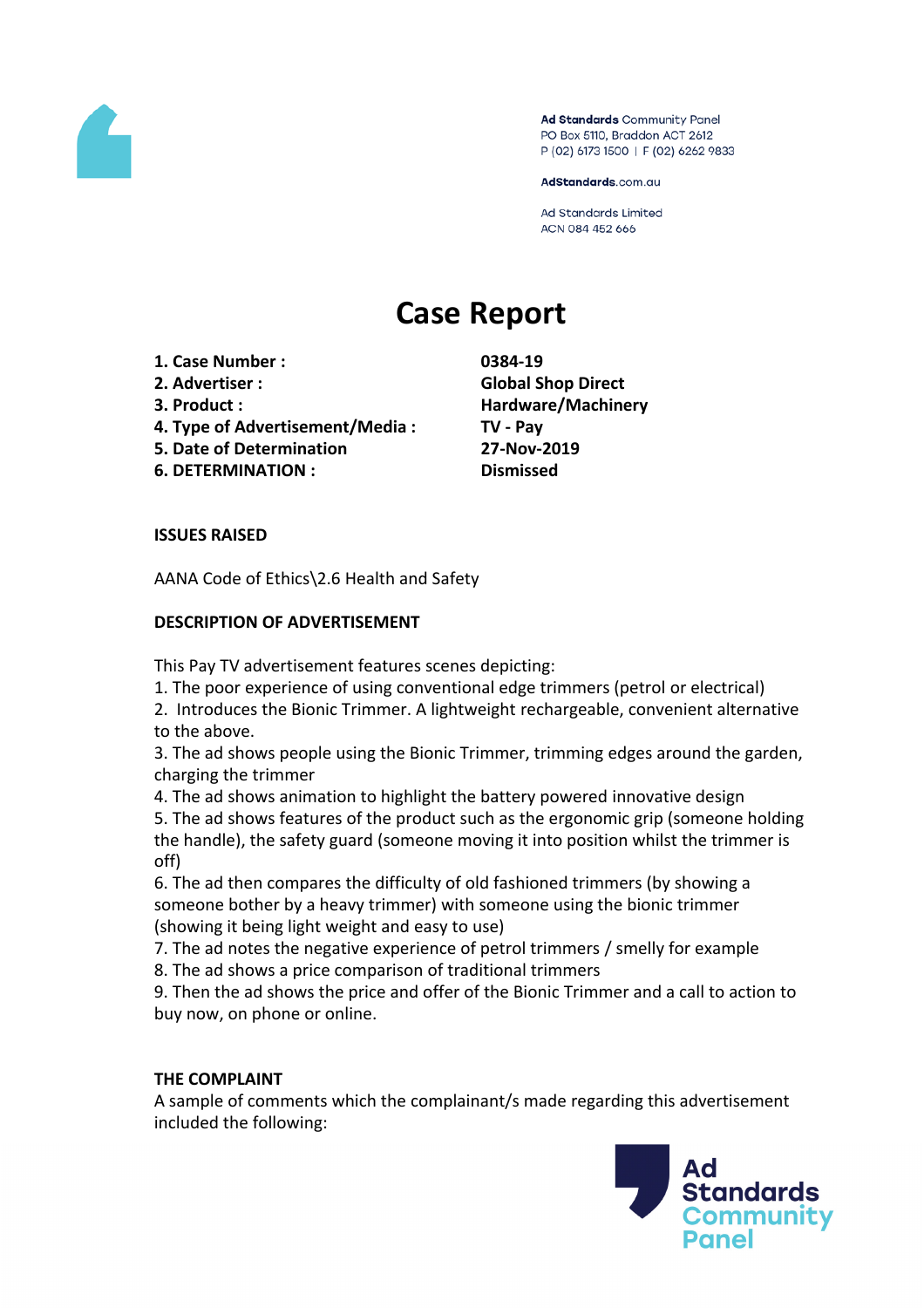Ad Standards Community Panel
PO Box 5110, Braddon ACT 2612
P (02) 6173 1500 | F (02) 6262 9833

AdStandards.com.au

Ad Standards Limited
ACN 084 452 666

# Case Report

| | |
|---|---|
| **1. Case Number :** | **0384-19** |
| **2. Advertiser :** | **Global Shop Direct** |
| **3. Product :** | **Hardware/Machinery** |
| **4. Type of Advertisement/Media :** | **TV - Pay** |
| **5. Date of Determination** | **27-Nov-2019** |
| **6. DETERMINATION :** | **Dismissed** |

**ISSUES RAISED**

AANA Code of Ethics\2.6 Health and Safety

**DESCRIPTION OF ADVERTISEMENT**

This Pay TV advertisement features scenes depicting:
1. The poor experience of using conventional edge trimmers (petrol or electrical)
2. Introduces the Bionic Trimmer. A lightweight rechargeable, convenient alternative to the above.
3. The ad shows people using the Bionic Trimmer, trimming edges around the garden, charging the trimmer
4. The ad shows animation to highlight the battery powered innovative design
5. The ad shows features of the product such as the ergonomic grip (someone holding the handle), the safety guard (someone moving it into position whilst the trimmer is off)
6. The ad then compares the difficulty of old fashioned trimmers (by showing a someone bother by a heavy trimmer) with someone using the bionic trimmer (showing it being light weight and easy to use)
7. The ad notes the negative experience of petrol trimmers / smelly for example
8. The ad shows a price comparison of traditional trimmers
9. Then the ad shows the price and offer of the Bionic Trimmer and a call to action to buy now, on phone or online.

**THE COMPLAINT**

A sample of comments which the complainant/s made regarding this advertisement included the following: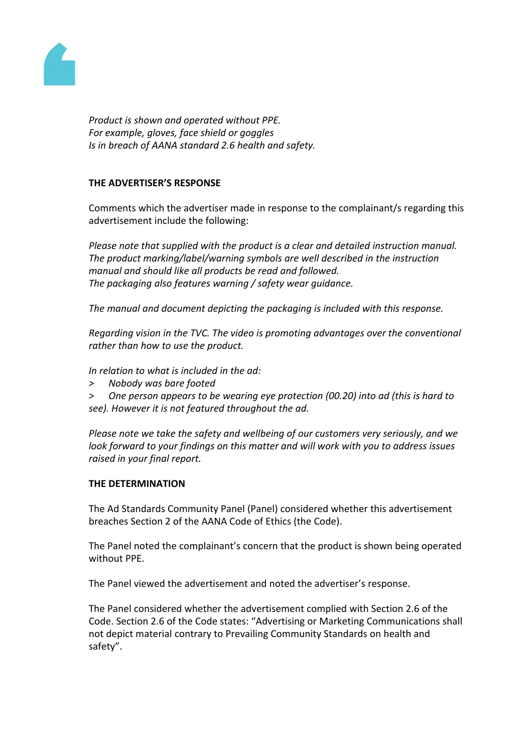*Product is shown and operated without PPE.*
*For example, gloves, face shield or goggles*
*Is in breach of AANA standard 2.6 health and safety.*

**THE ADVERTISER'S RESPONSE**

Comments which the advertiser made in response to the complainant/s regarding this advertisement include the following:

*Please note that supplied with the product is a clear and detailed instruction manual. The product marking/label/warning symbols are well described in the instruction manual and should like all products be read and followed.*
*The packaging also features warning / safety wear guidance.*

*The manual and document depicting the packaging is included with this response.*

*Regarding vision in the TVC. The video is promoting advantages over the conventional rather than how to use the product.*

*In relation to what is included in the ad:*

*> Nobody was bare footed*

*> One person appears to be wearing eye protection (00.20) into ad (this is hard to see). However it is not featured throughout the ad.*

*Please note we take the safety and wellbeing of our customers very seriously, and we look forward to your findings on this matter and will work with you to address issues raised in your final report.*

**THE DETERMINATION**

The Ad Standards Community Panel (Panel) considered whether this advertisement breaches Section 2 of the AANA Code of Ethics (the Code).

The Panel noted the complainant's concern that the product is shown being operated without PPE.

The Panel viewed the advertisement and noted the advertiser's response.

The Panel considered whether the advertisement complied with Section 2.6 of the Code. Section 2.6 of the Code states: "Advertising or Marketing Communications shall not depict material contrary to Prevailing Community Standards on health and safety".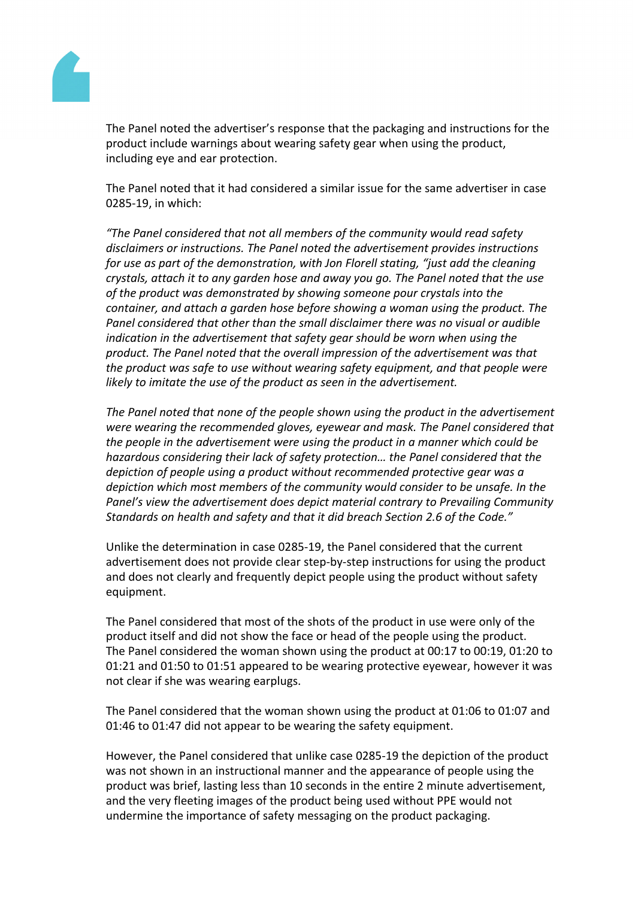The Panel noted the advertiser's response that the packaging and instructions for the product include warnings about wearing safety gear when using the product, including eye and ear protection.

The Panel noted that it had considered a similar issue for the same advertiser in case 0285-19, in which:

*"The Panel considered that not all members of the community would read safety disclaimers or instructions. The Panel noted the advertisement provides instructions for use as part of the demonstration, with Jon Florell stating, "just add the cleaning crystals, attach it to any garden hose and away you go. The Panel noted that the use of the product was demonstrated by showing someone pour crystals into the container, and attach a garden hose before showing a woman using the product. The Panel considered that other than the small disclaimer there was no visual or audible indication in the advertisement that safety gear should be worn when using the product. The Panel noted that the overall impression of the advertisement was that the product was safe to use without wearing safety equipment, and that people were likely to imitate the use of the product as seen in the advertisement.*

*The Panel noted that none of the people shown using the product in the advertisement were wearing the recommended gloves, eyewear and mask. The Panel considered that the people in the advertisement were using the product in a manner which could be hazardous considering their lack of safety protection… the Panel considered that the depiction of people using a product without recommended protective gear was a depiction which most members of the community would consider to be unsafe. In the Panel's view the advertisement does depict material contrary to Prevailing Community Standards on health and safety and that it did breach Section 2.6 of the Code."*

Unlike the determination in case 0285-19, the Panel considered that the current advertisement does not provide clear step-by-step instructions for using the product and does not clearly and frequently depict people using the product without safety equipment.

The Panel considered that most of the shots of the product in use were only of the product itself and did not show the face or head of the people using the product. The Panel considered the woman shown using the product at 00:17 to 00:19, 01:20 to 01:21 and 01:50 to 01:51 appeared to be wearing protective eyewear, however it was not clear if she was wearing earplugs.

The Panel considered that the woman shown using the product at 01:06 to 01:07 and 01:46 to 01:47 did not appear to be wearing the safety equipment.

However, the Panel considered that unlike case 0285-19 the depiction of the product was not shown in an instructional manner and the appearance of people using the product was brief, lasting less than 10 seconds in the entire 2 minute advertisement, and the very fleeting images of the product being used without PPE would not undermine the importance of safety messaging on the product packaging.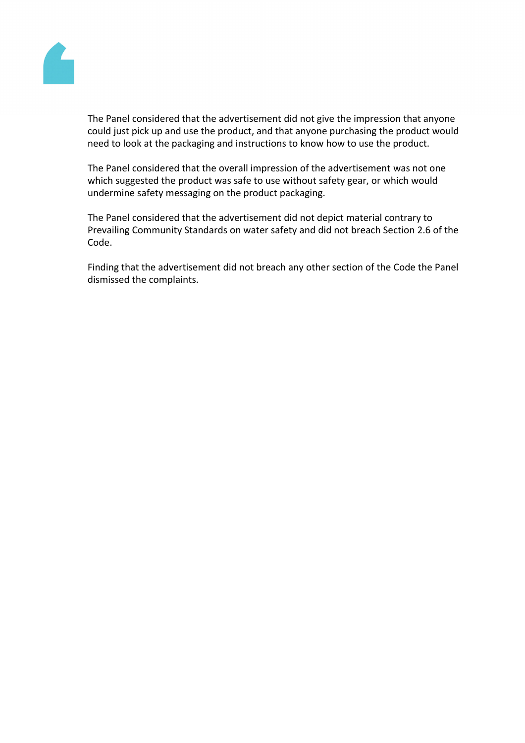The Panel considered that the advertisement did not give the impression that anyone could just pick up and use the product, and that anyone purchasing the product would need to look at the packaging and instructions to know how to use the product.

The Panel considered that the overall impression of the advertisement was not one which suggested the product was safe to use without safety gear, or which would undermine safety messaging on the product packaging.

The Panel considered that the advertisement did not depict material contrary to Prevailing Community Standards on water safety and did not breach Section 2.6 of the Code.

Finding that the advertisement did not breach any other section of the Code the Panel dismissed the complaints.